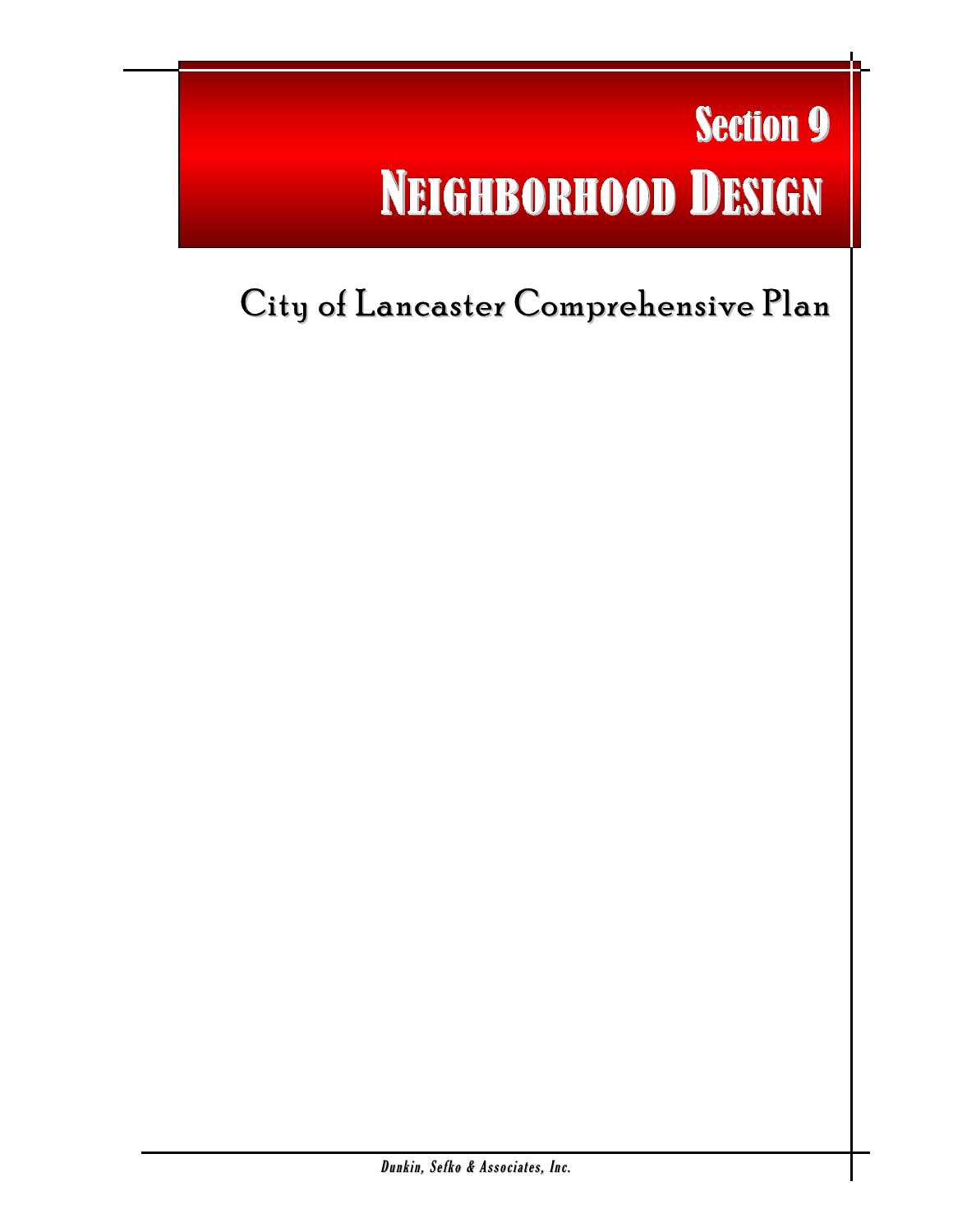# Section 9

# Neighborhood Design

## City of Lancaster Comprehensive Plan

*Dunkin, Sefko & Associates, Inc.*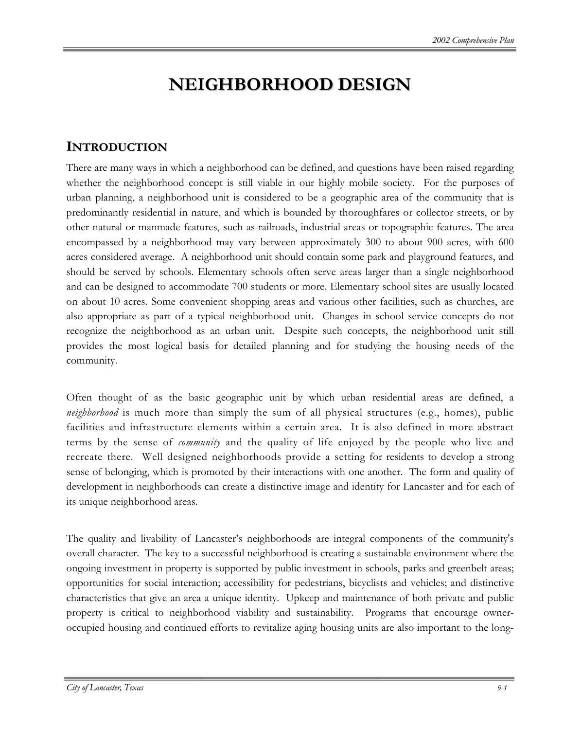# NEIGHBORHOOD DESIGN

## INTRODUCTION

There are many ways in which a neighborhood can be defined, and questions have been raised regarding whether the neighborhood concept is still viable in our highly mobile society. For the purposes of urban planning, a neighborhood unit is considered to be a geographic area of the community that is predominantly residential in nature, and which is bounded by thoroughfares or collector streets, or by other natural or manmade features, such as railroads, industrial areas or topographic features. The area encompassed by a neighborhood may vary between approximately 300 to about 900 acres, with 600 acres considered average. A neighborhood unit should contain some park and playground features, and should be served by schools. Elementary schools often serve areas larger than a single neighborhood and can be designed to accommodate 700 students or more. Elementary school sites are usually located on about 10 acres. Some convenient shopping areas and various other facilities, such as churches, are also appropriate as part of a typical neighborhood unit. Changes in school service concepts do not recognize the neighborhood as an urban unit. Despite such concepts, the neighborhood unit still provides the most logical basis for detailed planning and for studying the housing needs of the community.

Often thought of as the basic geographic unit by which urban residential areas are defined, a *neighborhood* is much more than simply the sum of all physical structures (e.g., homes), public facilities and infrastructure elements within a certain area. It is also defined in more abstract terms by the sense of *community* and the quality of life enjoyed by the people who live and recreate there. Well designed neighborhoods provide a setting for residents to develop a strong sense of belonging, which is promoted by their interactions with one another. The form and quality of development in neighborhoods can create a distinctive image and identity for Lancaster and for each of its unique neighborhood areas.

The quality and livability of Lancaster's neighborhoods are integral components of the community's overall character. The key to a successful neighborhood is creating a sustainable environment where the ongoing investment in property is supported by public investment in schools, parks and greenbelt areas; opportunities for social interaction; accessibility for pedestrians, bicyclists and vehicles; and distinctive characteristics that give an area a unique identity. Upkeep and maintenance of both private and public property is critical to neighborhood viability and sustainability. Programs that encourage owner-occupied housing and continued efforts to revitalize aging housing units are also important to the long-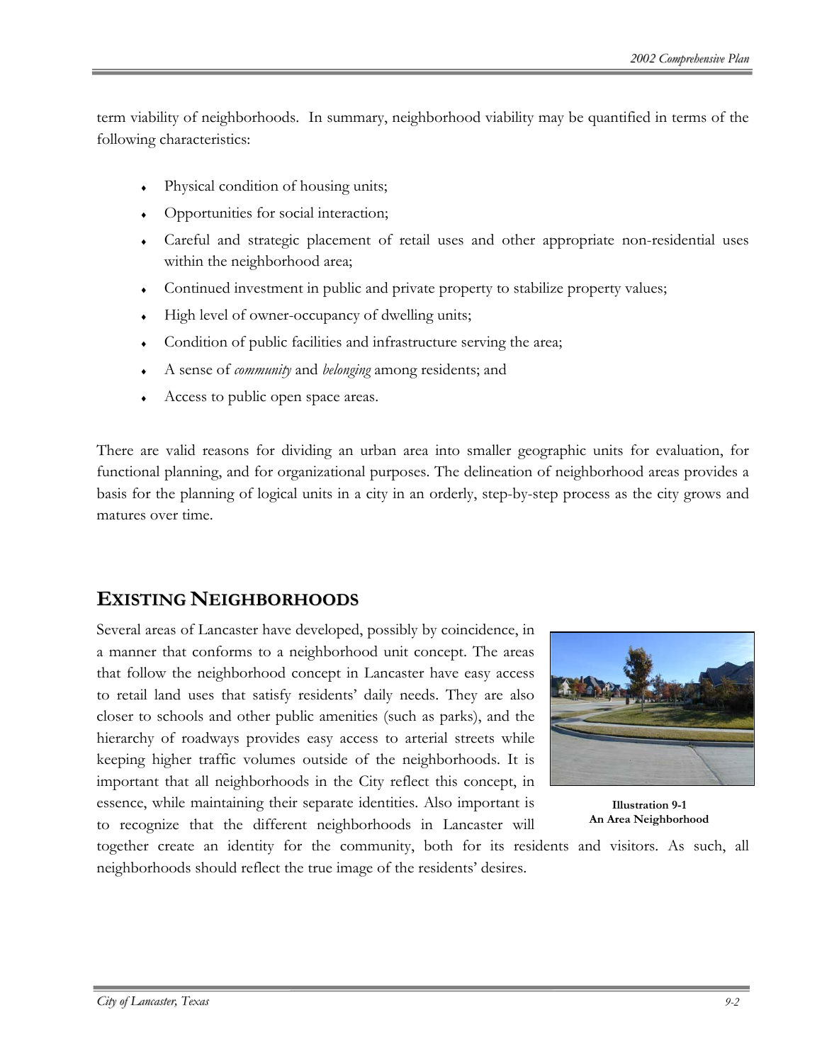term viability of neighborhoods. In summary, neighborhood viability may be quantified in terms of the following characteristics:

- Physical condition of housing units;
- Opportunities for social interaction;
- Careful and strategic placement of retail uses and other appropriate non-residential uses within the neighborhood area;
- Continued investment in public and private property to stabilize property values;
- High level of owner-occupancy of dwelling units;
- Condition of public facilities and infrastructure serving the area;
- A sense of *community* and *belonging* among residents; and
- Access to public open space areas.

There are valid reasons for dividing an urban area into smaller geographic units for evaluation, for functional planning, and for organizational purposes. The delineation of neighborhood areas provides a basis for the planning of logical units in a city in an orderly, step-by-step process as the city grows and matures over time.

## EXISTING NEIGHBORHOODS

Several areas of Lancaster have developed, possibly by coincidence, in a manner that conforms to a neighborhood unit concept. The areas that follow the neighborhood concept in Lancaster have easy access to retail land uses that satisfy residents' daily needs. They are also closer to schools and other public amenities (such as parks), and the hierarchy of roadways provides easy access to arterial streets while keeping higher traffic volumes outside of the neighborhoods. It is important that all neighborhoods in the City reflect this concept, in essence, while maintaining their separate identities. Also important is to recognize that the different neighborhoods in Lancaster will together create an identity for the community, both for its residents and visitors. As such, all neighborhoods should reflect the true image of the residents' desires.

**Illustration 9-1**
**An Area Neighborhood**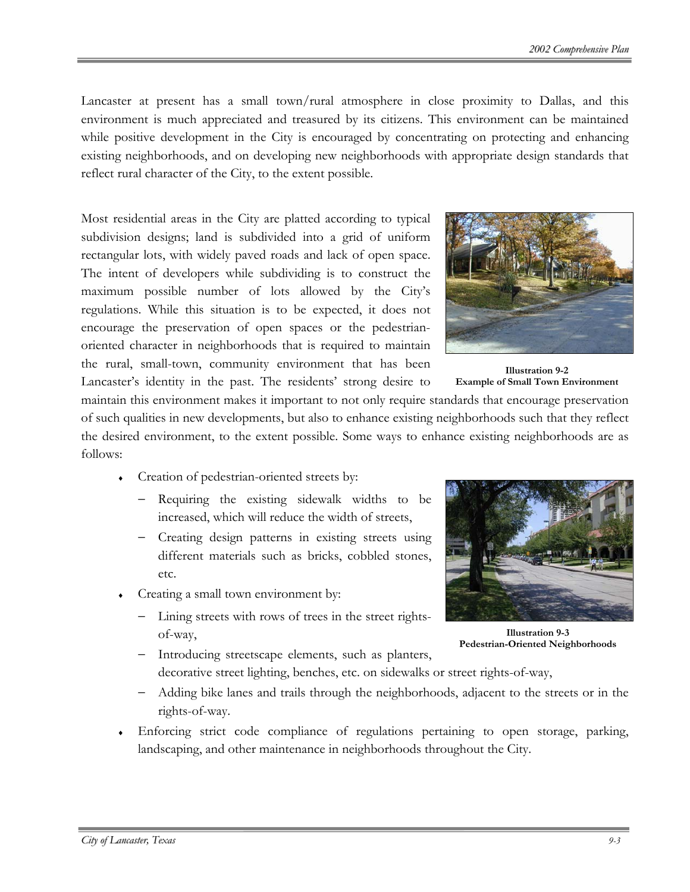Lancaster at present has a small town/rural atmosphere in close proximity to Dallas, and this environment is much appreciated and treasured by its citizens. This environment can be maintained while positive development in the City is encouraged by concentrating on protecting and enhancing existing neighborhoods, and on developing new neighborhoods with appropriate design standards that reflect rural character of the City, to the extent possible.

Most residential areas in the City are platted according to typical subdivision designs; land is subdivided into a grid of uniform rectangular lots, with widely paved roads and lack of open space. The intent of developers while subdividing is to construct the maximum possible number of lots allowed by the City's regulations. While this situation is to be expected, it does not encourage the preservation of open spaces or the pedestrian-oriented character in neighborhoods that is required to maintain the rural, small-town, community environment that has been Lancaster's identity in the past. The residents' strong desire to maintain this environment makes it important to not only require standards that encourage preservation of such qualities in new developments, but also to enhance existing neighborhoods such that they reflect the desired environment, to the extent possible. Some ways to enhance existing neighborhoods are as follows:

**Illustration 9-2**
**Example of Small Town Environment**

- Creation of pedestrian-oriented streets by:
  - Requiring the existing sidewalk widths to be increased, which will reduce the width of streets,
  - Creating design patterns in existing streets using different materials such as bricks, cobbled stones, etc.
- Creating a small town environment by:
  - Lining streets with rows of trees in the street rights-of-way,
  - Introducing streetscape elements, such as planters, decorative street lighting, benches, etc. on sidewalks or street rights-of-way,
  - Adding bike lanes and trails through the neighborhoods, adjacent to the streets or in the rights-of-way.
- Enforcing strict code compliance of regulations pertaining to open storage, parking, landscaping, and other maintenance in neighborhoods throughout the City.

**Illustration 9-3**
**Pedestrian-Oriented Neighborhoods**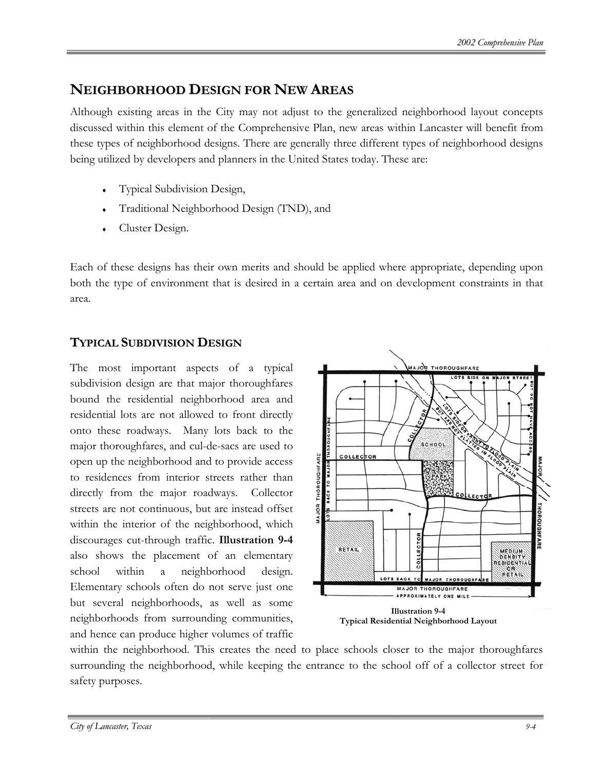## NEIGHBORHOOD DESIGN FOR NEW AREAS

Although existing areas in the City may not adjust to the generalized neighborhood layout concepts discussed within this element of the Comprehensive Plan, new areas within Lancaster will benefit from these types of neighborhood designs. There are generally three different types of neighborhood designs being utilized by developers and planners in the United States today. These are:

- Typical Subdivision Design,
- Traditional Neighborhood Design (TND), and
- Cluster Design.

Each of these designs has their own merits and should be applied where appropriate, depending upon both the type of environment that is desired in a certain area and on development constraints in that area.

### TYPICAL SUBDIVISION DESIGN

The most important aspects of a typical subdivision design are that major thoroughfares bound the residential neighborhood area and residential lots are not allowed to front directly onto these roadways. Many lots back to the major thoroughfares, and cul-de-sacs are used to open up the neighborhood and to provide access to residences from interior streets rather than directly from the major roadways. Collector streets are not continuous, but are instead offset within the interior of the neighborhood, which discourages cut-through traffic. **Illustration 9-4** also shows the placement of an elementary school within a neighborhood design. Elementary schools often do not serve just one but several neighborhoods, as well as some neighborhoods from surrounding communities, and hence can produce higher volumes of traffic within the neighborhood. This creates the need to place schools closer to the major thoroughfares surrounding the neighborhood, while keeping the entrance to the school off of a collector street for safety purposes.

**Illustration 9-4**
**Typical Residential Neighborhood Layout**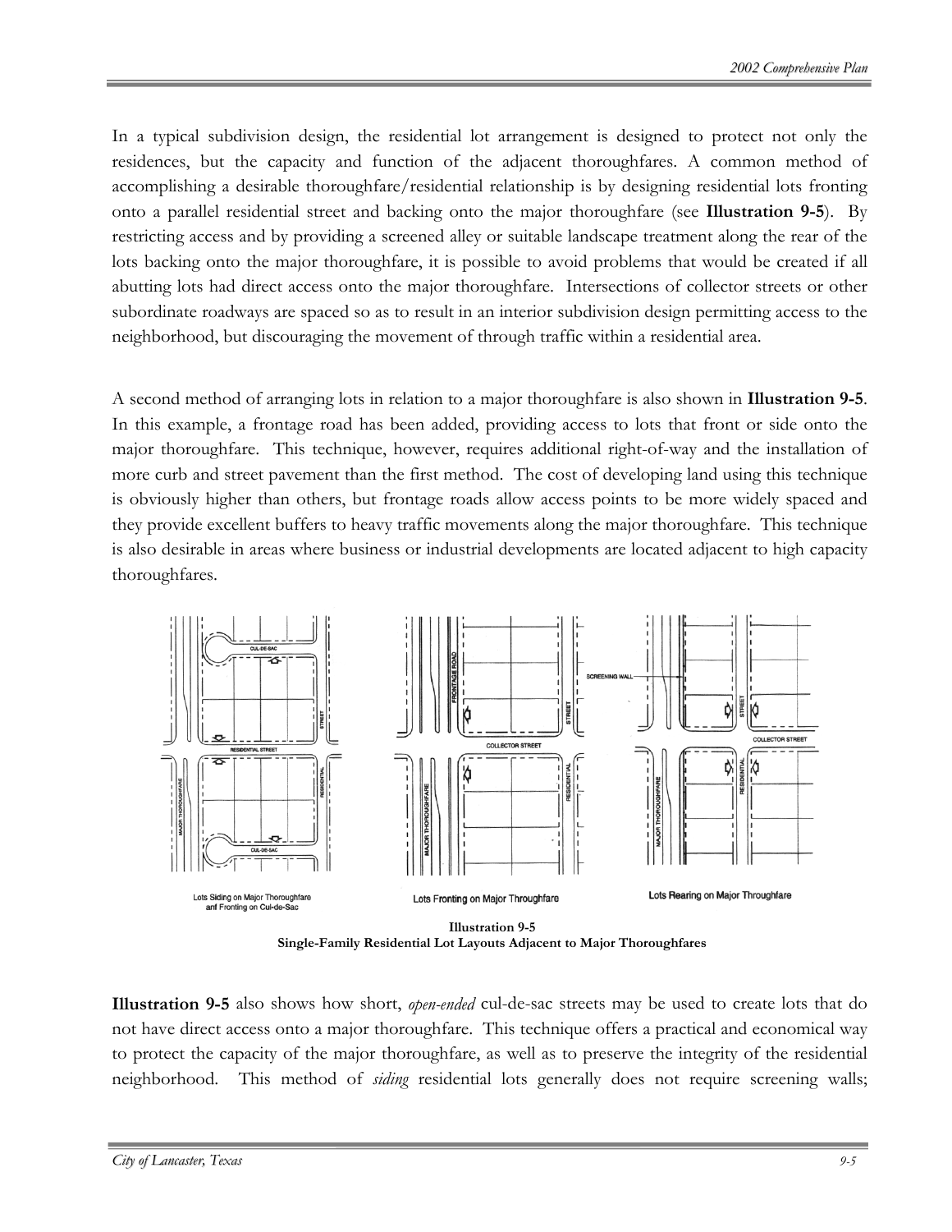In a typical subdivision design, the residential lot arrangement is designed to protect not only the residences, but the capacity and function of the adjacent thoroughfares. A common method of accomplishing a desirable thoroughfare/residential relationship is by designing residential lots fronting onto a parallel residential street and backing onto the major thoroughfare (see **Illustration 9-5**). By restricting access and by providing a screened alley or suitable landscape treatment along the rear of the lots backing onto the major thoroughfare, it is possible to avoid problems that would be created if all abutting lots had direct access onto the major thoroughfare. Intersections of collector streets or other subordinate roadways are spaced so as to result in an interior subdivision design permitting access to the neighborhood, but discouraging the movement of through traffic within a residential area.

A second method of arranging lots in relation to a major thoroughfare is also shown in **Illustration 9-5**. In this example, a frontage road has been added, providing access to lots that front or side onto the major thoroughfare. This technique, however, requires additional right-of-way and the installation of more curb and street pavement than the first method. The cost of developing land using this technique is obviously higher than others, but frontage roads allow access points to be more widely spaced and they provide excellent buffers to heavy traffic movements along the major thoroughfare. This technique is also desirable in areas where business or industrial developments are located adjacent to high capacity thoroughfares.

Lots Siding on Major Thoroughfare anf Fronting on Cul-de-Sac

Lots Fronting on Major Throughfare

Lots Rearing on Major Throughfare

**Illustration 9-5**
**Single-Family Residential Lot Layouts Adjacent to Major Thoroughfares**

**Illustration 9-5** also shows how short, *open-ended* cul-de-sac streets may be used to create lots that do not have direct access onto a major thoroughfare. This technique offers a practical and economical way to protect the capacity of the major thoroughfare, as well as to preserve the integrity of the residential neighborhood. This method of *siding* residential lots generally does not require screening walls;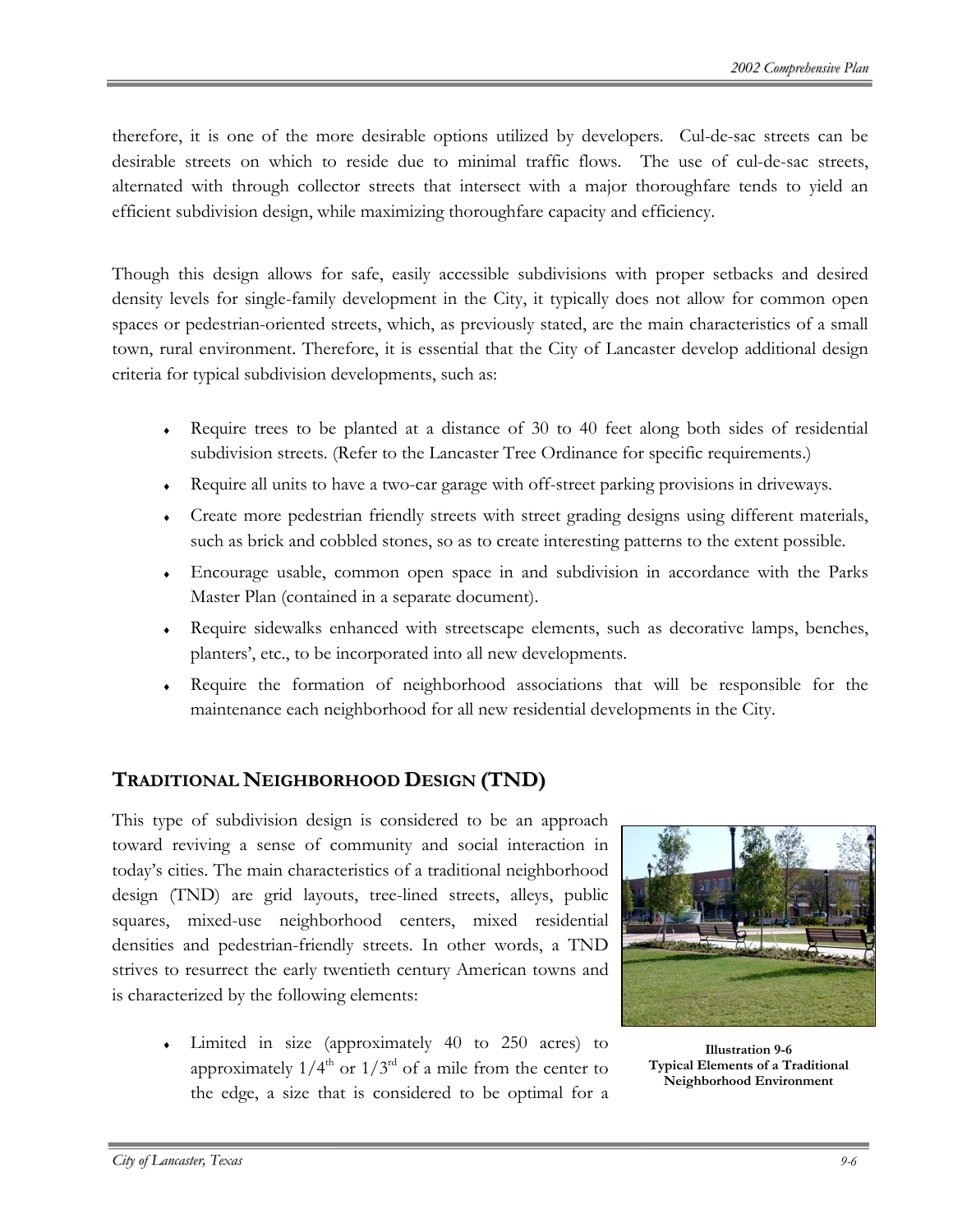therefore, it is one of the more desirable options utilized by developers. Cul-de-sac streets can be desirable streets on which to reside due to minimal traffic flows. The use of cul-de-sac streets, alternated with through collector streets that intersect with a major thoroughfare tends to yield an efficient subdivision design, while maximizing thoroughfare capacity and efficiency.

Though this design allows for safe, easily accessible subdivisions with proper setbacks and desired density levels for single-family development in the City, it typically does not allow for common open spaces or pedestrian-oriented streets, which, as previously stated, are the main characteristics of a small town, rural environment. Therefore, it is essential that the City of Lancaster develop additional design criteria for typical subdivision developments, such as:

- Require trees to be planted at a distance of 30 to 40 feet along both sides of residential subdivision streets. (Refer to the Lancaster Tree Ordinance for specific requirements.)
- Require all units to have a two-car garage with off-street parking provisions in driveways.
- Create more pedestrian friendly streets with street grading designs using different materials, such as brick and cobbled stones, so as to create interesting patterns to the extent possible.
- Encourage usable, common open space in and subdivision in accordance with the Parks Master Plan (contained in a separate document).
- Require sidewalks enhanced with streetscape elements, such as decorative lamps, benches, planters', etc., to be incorporated into all new developments.
- Require the formation of neighborhood associations that will be responsible for the maintenance each neighborhood for all new residential developments in the City.

## TRADITIONAL NEIGHBORHOOD DESIGN (TND)

This type of subdivision design is considered to be an approach toward reviving a sense of community and social interaction in today's cities. The main characteristics of a traditional neighborhood design (TND) are grid layouts, tree-lined streets, alleys, public squares, mixed-use neighborhood centers, mixed residential densities and pedestrian-friendly streets. In other words, a TND strives to resurrect the early twentieth century American towns and is characterized by the following elements:

**Illustration 9-6**
**Typical Elements of a Traditional Neighborhood Environment**

- Limited in size (approximately 40 to 250 acres) to approximately 1/4th or 1/3rd of a mile from the center to the edge, a size that is considered to be optimal for a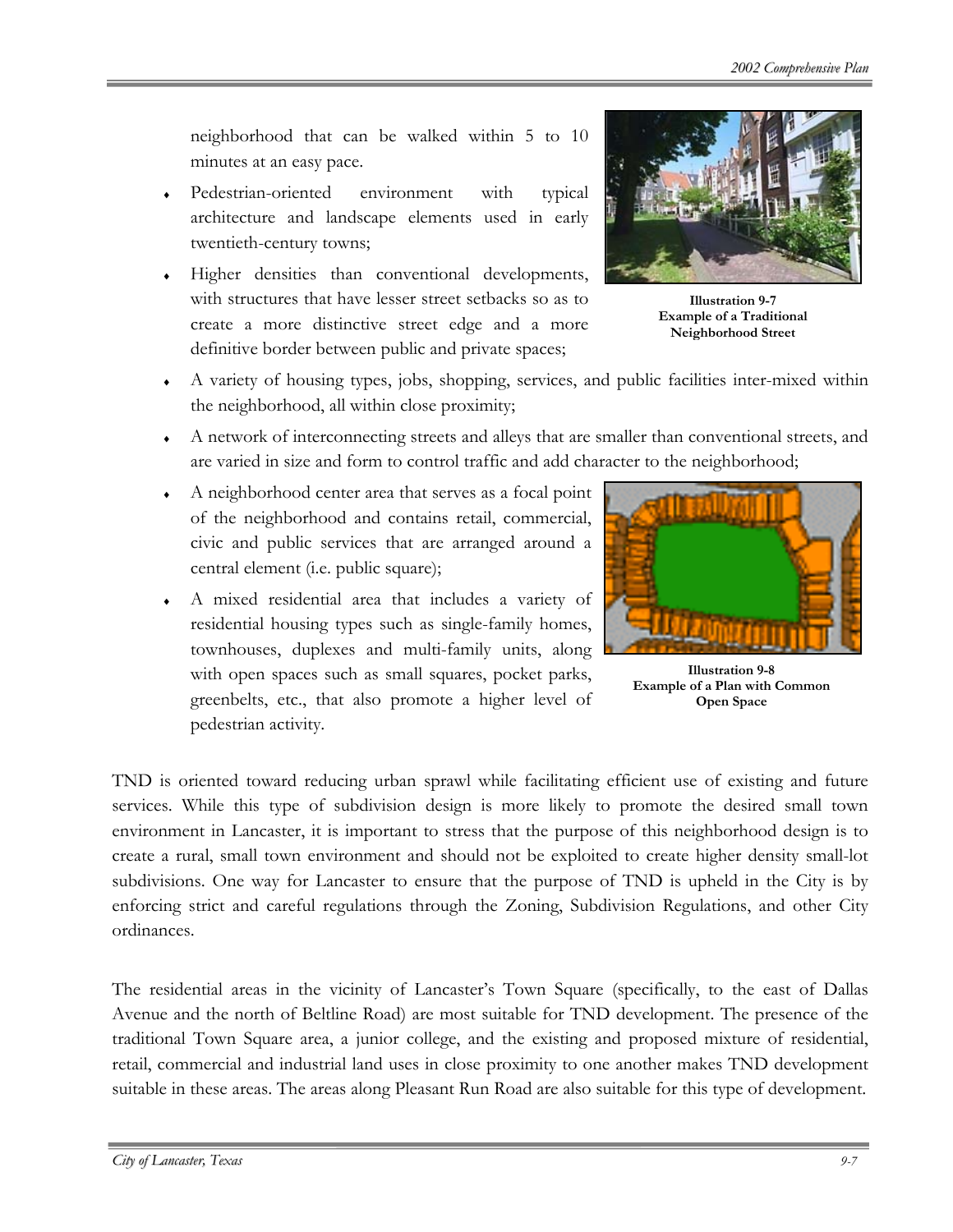neighborhood that can be walked within 5 to 10 minutes at an easy pace.

- Pedestrian-oriented environment with typical architecture and landscape elements used in early twentieth-century towns;
- Higher densities than conventional developments, with structures that have lesser street setbacks so as to create a more distinctive street edge and a more definitive border between public and private spaces;

**Illustration 9-7**
**Example of a Traditional Neighborhood Street**

- A variety of housing types, jobs, shopping, services, and public facilities inter-mixed within the neighborhood, all within close proximity;
- A network of interconnecting streets and alleys that are smaller than conventional streets, and are varied in size and form to control traffic and add character to the neighborhood;
- A neighborhood center area that serves as a focal point of the neighborhood and contains retail, commercial, civic and public services that are arranged around a central element (i.e. public square);
- A mixed residential area that includes a variety of residential housing types such as single-family homes, townhouses, duplexes and multi-family units, along with open spaces such as small squares, pocket parks, greenbelts, etc., that also promote a higher level of pedestrian activity.

**Illustration 9-8**
**Example of a Plan with Common Open Space**

TND is oriented toward reducing urban sprawl while facilitating efficient use of existing and future services. While this type of subdivision design is more likely to promote the desired small town environment in Lancaster, it is important to stress that the purpose of this neighborhood design is to create a rural, small town environment and should not be exploited to create higher density small-lot subdivisions. One way for Lancaster to ensure that the purpose of TND is upheld in the City is by enforcing strict and careful regulations through the Zoning, Subdivision Regulations, and other City ordinances.

The residential areas in the vicinity of Lancaster's Town Square (specifically, to the east of Dallas Avenue and the north of Beltline Road) are most suitable for TND development. The presence of the traditional Town Square area, a junior college, and the existing and proposed mixture of residential, retail, commercial and industrial land uses in close proximity to one another makes TND development suitable in these areas. The areas along Pleasant Run Road are also suitable for this type of development.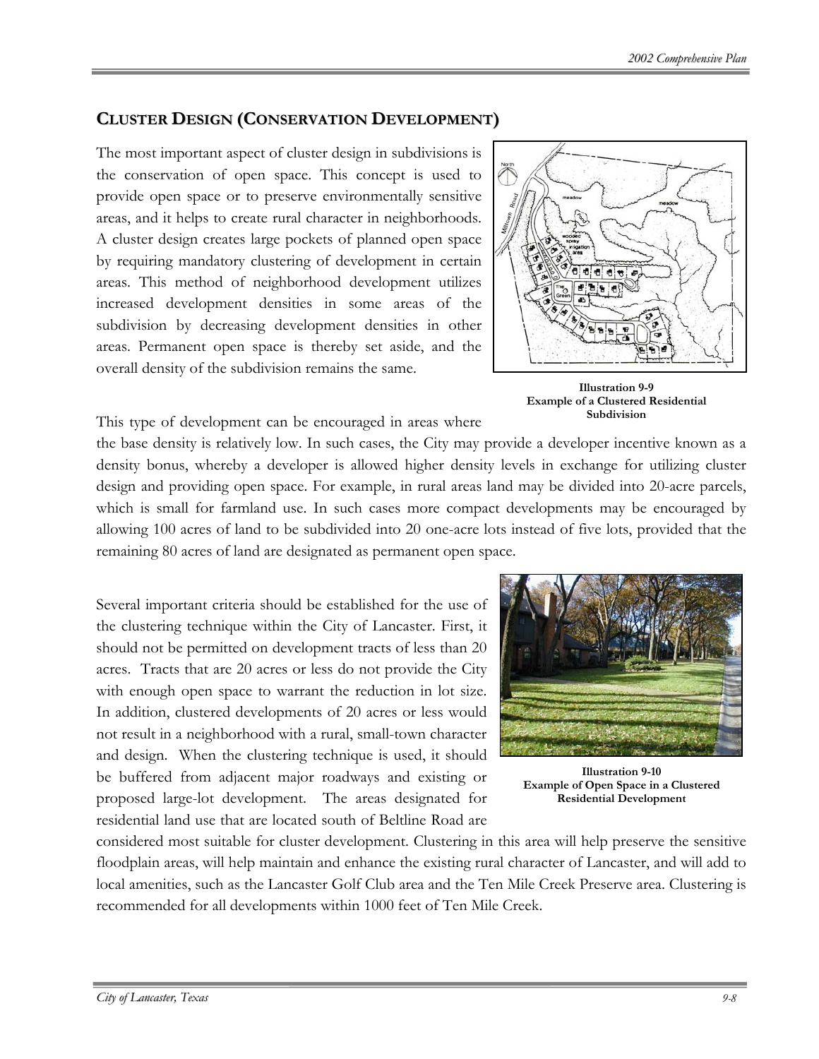## Cluster Design (Conservation Development)

The most important aspect of cluster design in subdivisions is the conservation of open space. This concept is used to provide open space or to preserve environmentally sensitive areas, and it helps to create rural character in neighborhoods. A cluster design creates large pockets of planned open space by requiring mandatory clustering of development in certain areas. This method of neighborhood development utilizes increased development densities in some areas of the subdivision by decreasing development densities in other areas. Permanent open space is thereby set aside, and the overall density of the subdivision remains the same.

**Illustration 9-9**
**Example of a Clustered Residential Subdivision**

This type of development can be encouraged in areas where the base density is relatively low. In such cases, the City may provide a developer incentive known as a density bonus, whereby a developer is allowed higher density levels in exchange for utilizing cluster design and providing open space. For example, in rural areas land may be divided into 20-acre parcels, which is small for farmland use. In such cases more compact developments may be encouraged by allowing 100 acres of land to be subdivided into 20 one-acre lots instead of five lots, provided that the remaining 80 acres of land are designated as permanent open space.

Several important criteria should be established for the use of the clustering technique within the City of Lancaster. First, it should not be permitted on development tracts of less than 20 acres. Tracts that are 20 acres or less do not provide the City with enough open space to warrant the reduction in lot size. In addition, clustered developments of 20 acres or less would not result in a neighborhood with a rural, small-town character and design. When the clustering technique is used, it should be buffered from adjacent major roadways and existing or proposed large-lot development. The areas designated for residential land use that are located south of Beltline Road are considered most suitable for cluster development. Clustering in this area will help preserve the sensitive floodplain areas, will help maintain and enhance the existing rural character of Lancaster, and will add to local amenities, such as the Lancaster Golf Club area and the Ten Mile Creek Preserve area. Clustering is recommended for all developments within 1000 feet of Ten Mile Creek.

**Illustration 9-10**
**Example of Open Space in a Clustered Residential Development**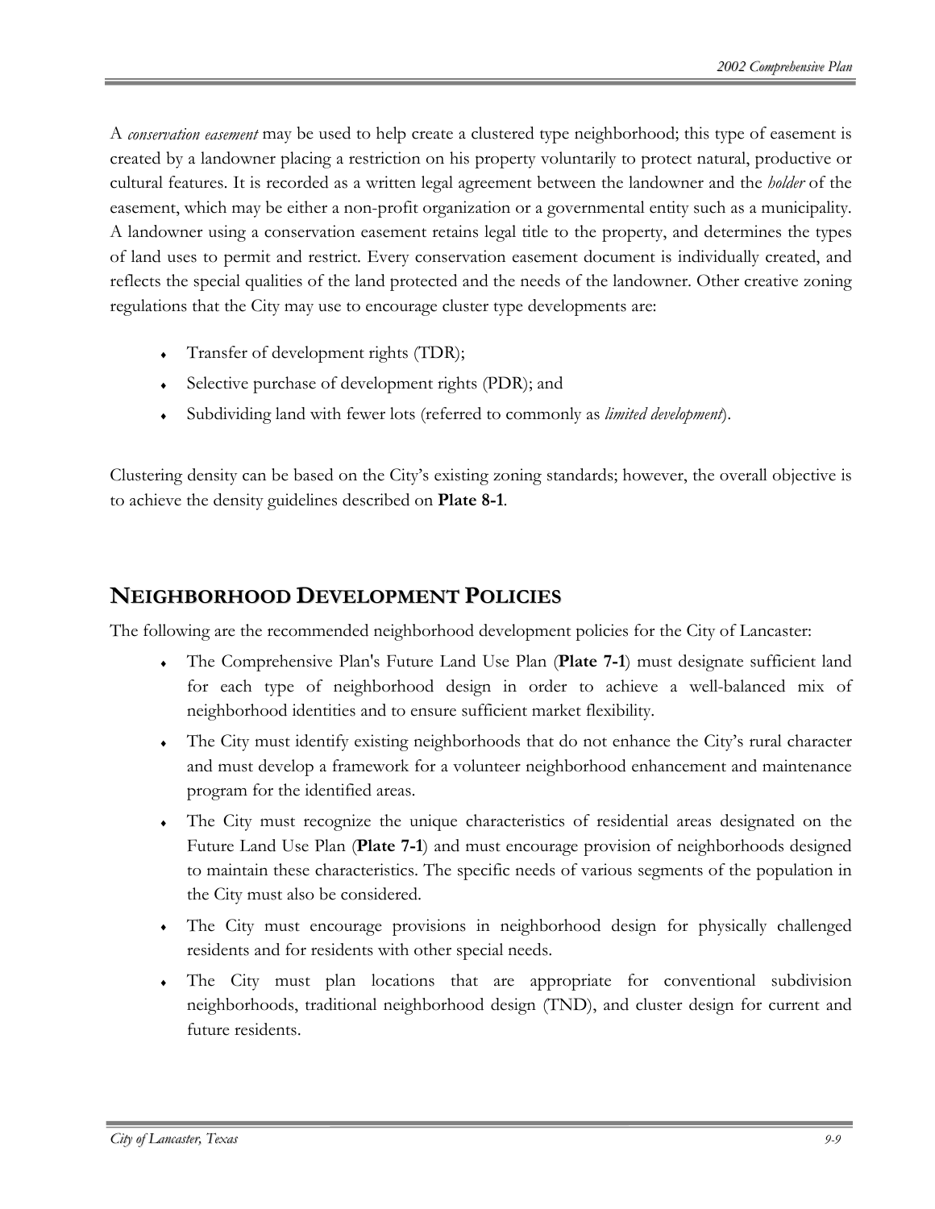A *conservation easement* may be used to help create a clustered type neighborhood; this type of easement is created by a landowner placing a restriction on his property voluntarily to protect natural, productive or cultural features. It is recorded as a written legal agreement between the landowner and the *holder* of the easement, which may be either a non-profit organization or a governmental entity such as a municipality. A landowner using a conservation easement retains legal title to the property, and determines the types of land uses to permit and restrict. Every conservation easement document is individually created, and reflects the special qualities of the land protected and the needs of the landowner. Other creative zoning regulations that the City may use to encourage cluster type developments are:

- Transfer of development rights (TDR);
- Selective purchase of development rights (PDR); and
- Subdividing land with fewer lots (referred to commonly as *limited development*).

Clustering density can be based on the City's existing zoning standards; however, the overall objective is to achieve the density guidelines described on **Plate 8-1**.

## NEIGHBORHOOD DEVELOPMENT POLICIES

The following are the recommended neighborhood development policies for the City of Lancaster:

- The Comprehensive Plan's Future Land Use Plan (**Plate 7-1**) must designate sufficient land for each type of neighborhood design in order to achieve a well-balanced mix of neighborhood identities and to ensure sufficient market flexibility.
- The City must identify existing neighborhoods that do not enhance the City's rural character and must develop a framework for a volunteer neighborhood enhancement and maintenance program for the identified areas.
- The City must recognize the unique characteristics of residential areas designated on the Future Land Use Plan (**Plate 7-1**) and must encourage provision of neighborhoods designed to maintain these characteristics. The specific needs of various segments of the population in the City must also be considered.
- The City must encourage provisions in neighborhood design for physically challenged residents and for residents with other special needs.
- The City must plan locations that are appropriate for conventional subdivision neighborhoods, traditional neighborhood design (TND), and cluster design for current and future residents.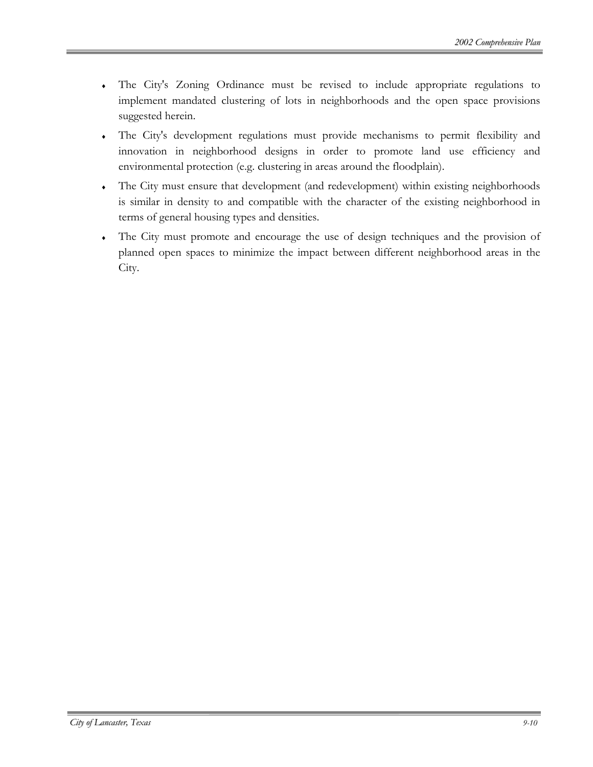- The City's Zoning Ordinance must be revised to include appropriate regulations to implement mandated clustering of lots in neighborhoods and the open space provisions suggested herein.
- The City's development regulations must provide mechanisms to permit flexibility and innovation in neighborhood designs in order to promote land use efficiency and environmental protection (e.g. clustering in areas around the floodplain).
- The City must ensure that development (and redevelopment) within existing neighborhoods is similar in density to and compatible with the character of the existing neighborhood in terms of general housing types and densities.
- The City must promote and encourage the use of design techniques and the provision of planned open spaces to minimize the impact between different neighborhood areas in the City.